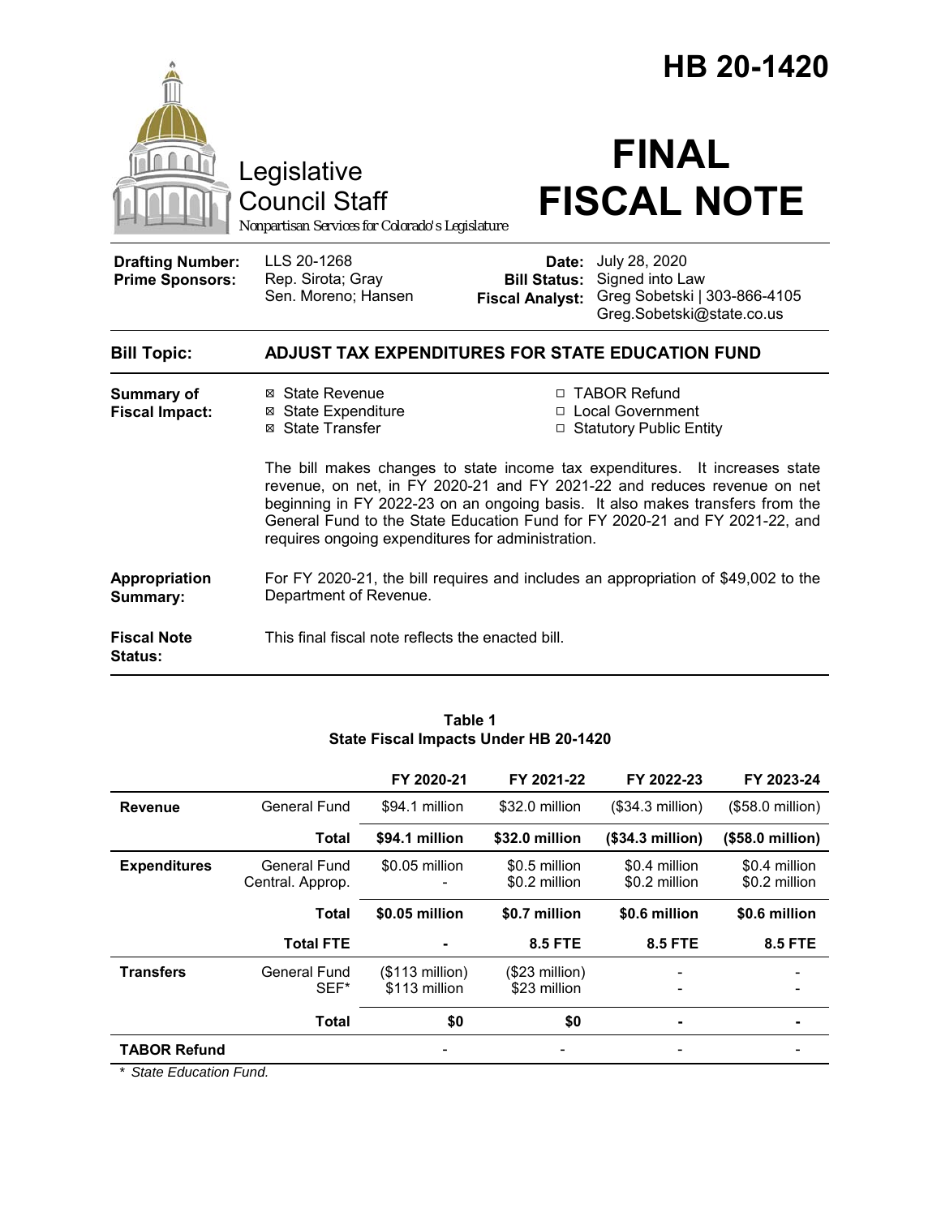# HB 20-1420

Legislative Council Staff
*Nonpartisan Services for Colorado's Legislature*

# FINAL FISCAL NOTE

| | | | |
|---|---|---|---|
| **Drafting Number:** | LLS 20-1268 | **Date:** | July 28, 2020 |
| **Prime Sponsors:** | Rep. Sirota; Gray<br>Sen. Moreno; Hansen | **Bill Status:** | Signed into Law |
| | | **Fiscal Analyst:** | Greg Sobetski \| 303-866-4105<br>Greg.Sobetski@state.co.us |

**Bill Topic:** **ADJUST TAX EXPENDITURES FOR STATE EDUCATION FUND**

**Summary of Fiscal Impact:**

☒ State Revenue
☒ State Expenditure
☒ State Transfer
☐ TABOR Refund
☐ Local Government
☐ Statutory Public Entity

The bill makes changes to state income tax expenditures. It increases state revenue, on net, in FY 2020-21 and FY 2021-22 and reduces revenue on net beginning in FY 2022-23 on an ongoing basis. It also makes transfers from the General Fund to the State Education Fund for FY 2020-21 and FY 2021-22, and requires ongoing expenditures for administration.

**Appropriation Summary:** For FY 2020-21, the bill requires and includes an appropriation of $49,002 to the Department of Revenue.

**Fiscal Note Status:** This final fiscal note reflects the enacted bill.

**Table 1**
**State Fiscal Impacts Under HB 20-1420**

| | | FY 2020-21 | FY 2021-22 | FY 2022-23 | FY 2023-24 |
|---|---|---|---|---|---|
| **Revenue** | General Fund | $94.1 million | $32.0 million | ($34.3 million) | ($58.0 million) |
| | **Total** | **$94.1 million** | **$32.0 million** | **($34.3 million)** | **($58.0 million)** |
| **Expenditures** | General Fund<br>Central. Approp. | $0.05 million<br>- | $0.5 million<br>$0.2 million | $0.4 million<br>$0.2 million | $0.4 million<br>$0.2 million |
| | **Total** | **$0.05 million** | **$0.7 million** | **$0.6 million** | **$0.6 million** |
| | **Total FTE** | **-** | **8.5 FTE** | **8.5 FTE** | **8.5 FTE** |
| **Transfers** | General Fund<br>SEF* | ($113 million)<br>$113 million | ($23 million)<br>$23 million | -<br>- | -<br>- |
| | **Total** | **$0** | **$0** | **-** | **-** |
| **TABOR Refund** | | - | - | - | - |

\* *State Education Fund.*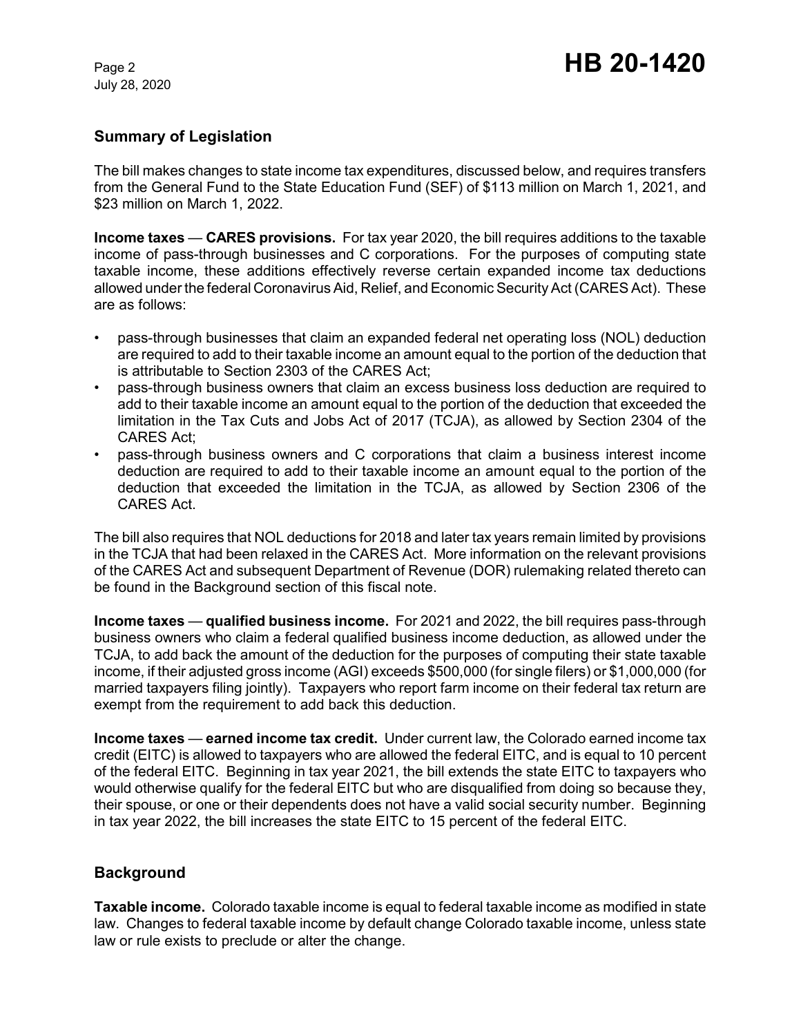## Summary of Legislation

The bill makes changes to state income tax expenditures, discussed below, and requires transfers from the General Fund to the State Education Fund (SEF) of $113 million on March 1, 2021, and $23 million on March 1, 2022.

**Income taxes — CARES provisions.** For tax year 2020, the bill requires additions to the taxable income of pass-through businesses and C corporations. For the purposes of computing state taxable income, these additions effectively reverse certain expanded income tax deductions allowed under the federal Coronavirus Aid, Relief, and Economic Security Act (CARES Act). These are as follows:

- pass-through businesses that claim an expanded federal net operating loss (NOL) deduction are required to add to their taxable income an amount equal to the portion of the deduction that is attributable to Section 2303 of the CARES Act;
- pass-through business owners that claim an excess business loss deduction are required to add to their taxable income an amount equal to the portion of the deduction that exceeded the limitation in the Tax Cuts and Jobs Act of 2017 (TCJA), as allowed by Section 2304 of the CARES Act;
- pass-through business owners and C corporations that claim a business interest income deduction are required to add to their taxable income an amount equal to the portion of the deduction that exceeded the limitation in the TCJA, as allowed by Section 2306 of the CARES Act.

The bill also requires that NOL deductions for 2018 and later tax years remain limited by provisions in the TCJA that had been relaxed in the CARES Act. More information on the relevant provisions of the CARES Act and subsequent Department of Revenue (DOR) rulemaking related thereto can be found in the Background section of this fiscal note.

**Income taxes — qualified business income.** For 2021 and 2022, the bill requires pass-through business owners who claim a federal qualified business income deduction, as allowed under the TCJA, to add back the amount of the deduction for the purposes of computing their state taxable income, if their adjusted gross income (AGI) exceeds $500,000 (for single filers) or $1,000,000 (for married taxpayers filing jointly). Taxpayers who report farm income on their federal tax return are exempt from the requirement to add back this deduction.

**Income taxes — earned income tax credit.** Under current law, the Colorado earned income tax credit (EITC) is allowed to taxpayers who are allowed the federal EITC, and is equal to 10 percent of the federal EITC. Beginning in tax year 2021, the bill extends the state EITC to taxpayers who would otherwise qualify for the federal EITC but who are disqualified from doing so because they, their spouse, or one or their dependents does not have a valid social security number. Beginning in tax year 2022, the bill increases the state EITC to 15 percent of the federal EITC.

## Background

**Taxable income.** Colorado taxable income is equal to federal taxable income as modified in state law. Changes to federal taxable income by default change Colorado taxable income, unless state law or rule exists to preclude or alter the change.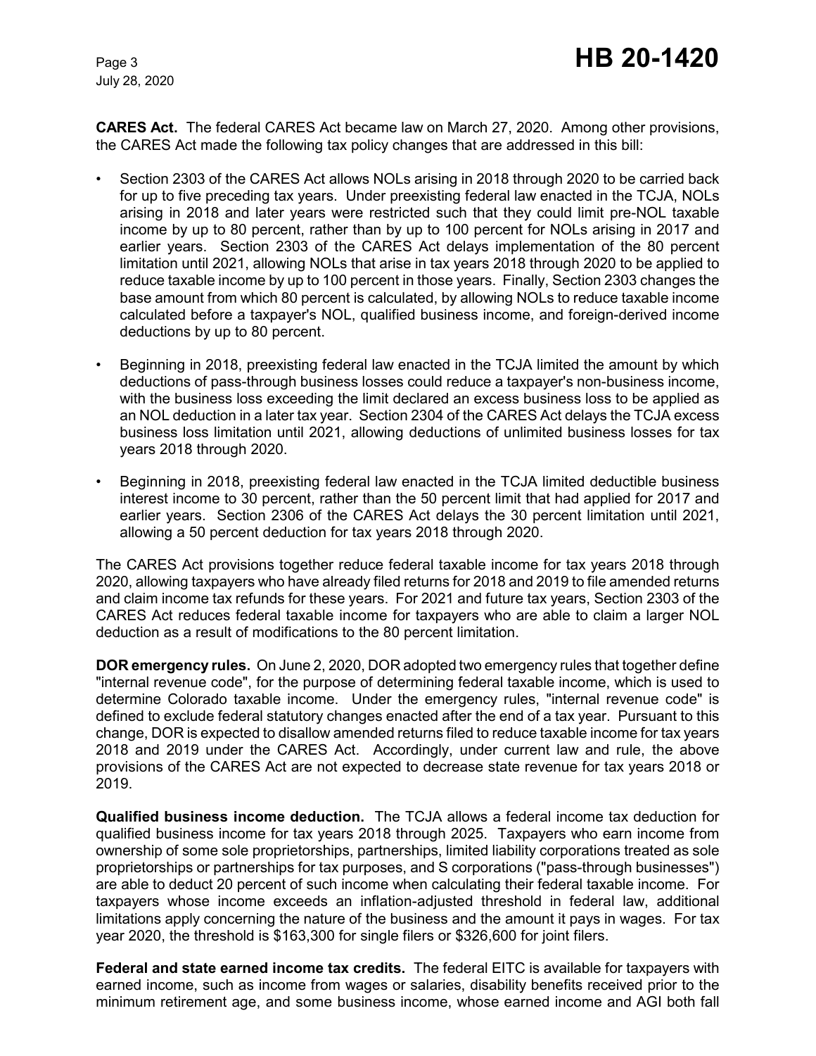**CARES Act.** The federal CARES Act became law on March 27, 2020. Among other provisions, the CARES Act made the following tax policy changes that are addressed in this bill:

- Section 2303 of the CARES Act allows NOLs arising in 2018 through 2020 to be carried back for up to five preceding tax years. Under preexisting federal law enacted in the TCJA, NOLs arising in 2018 and later years were restricted such that they could limit pre-NOL taxable income by up to 80 percent, rather than by up to 100 percent for NOLs arising in 2017 and earlier years. Section 2303 of the CARES Act delays implementation of the 80 percent limitation until 2021, allowing NOLs that arise in tax years 2018 through 2020 to be applied to reduce taxable income by up to 100 percent in those years. Finally, Section 2303 changes the base amount from which 80 percent is calculated, by allowing NOLs to reduce taxable income calculated before a taxpayer's NOL, qualified business income, and foreign-derived income deductions by up to 80 percent.

- Beginning in 2018, preexisting federal law enacted in the TCJA limited the amount by which deductions of pass-through business losses could reduce a taxpayer's non-business income, with the business loss exceeding the limit declared an excess business loss to be applied as an NOL deduction in a later tax year. Section 2304 of the CARES Act delays the TCJA excess business loss limitation until 2021, allowing deductions of unlimited business losses for tax years 2018 through 2020.

- Beginning in 2018, preexisting federal law enacted in the TCJA limited deductible business interest income to 30 percent, rather than the 50 percent limit that had applied for 2017 and earlier years. Section 2306 of the CARES Act delays the 30 percent limitation until 2021, allowing a 50 percent deduction for tax years 2018 through 2020.

The CARES Act provisions together reduce federal taxable income for tax years 2018 through 2020, allowing taxpayers who have already filed returns for 2018 and 2019 to file amended returns and claim income tax refunds for these years. For 2021 and future tax years, Section 2303 of the CARES Act reduces federal taxable income for taxpayers who are able to claim a larger NOL deduction as a result of modifications to the 80 percent limitation.

**DOR emergency rules.** On June 2, 2020, DOR adopted two emergency rules that together define "internal revenue code", for the purpose of determining federal taxable income, which is used to determine Colorado taxable income. Under the emergency rules, "internal revenue code" is defined to exclude federal statutory changes enacted after the end of a tax year. Pursuant to this change, DOR is expected to disallow amended returns filed to reduce taxable income for tax years 2018 and 2019 under the CARES Act. Accordingly, under current law and rule, the above provisions of the CARES Act are not expected to decrease state revenue for tax years 2018 or 2019.

**Qualified business income deduction.** The TCJA allows a federal income tax deduction for qualified business income for tax years 2018 through 2025. Taxpayers who earn income from ownership of some sole proprietorships, partnerships, limited liability corporations treated as sole proprietorships or partnerships for tax purposes, and S corporations ("pass-through businesses") are able to deduct 20 percent of such income when calculating their federal taxable income. For taxpayers whose income exceeds an inflation-adjusted threshold in federal law, additional limitations apply concerning the nature of the business and the amount it pays in wages. For tax year 2020, the threshold is $163,300 for single filers or $326,600 for joint filers.

**Federal and state earned income tax credits.** The federal EITC is available for taxpayers with earned income, such as income from wages or salaries, disability benefits received prior to the minimum retirement age, and some business income, whose earned income and AGI both fall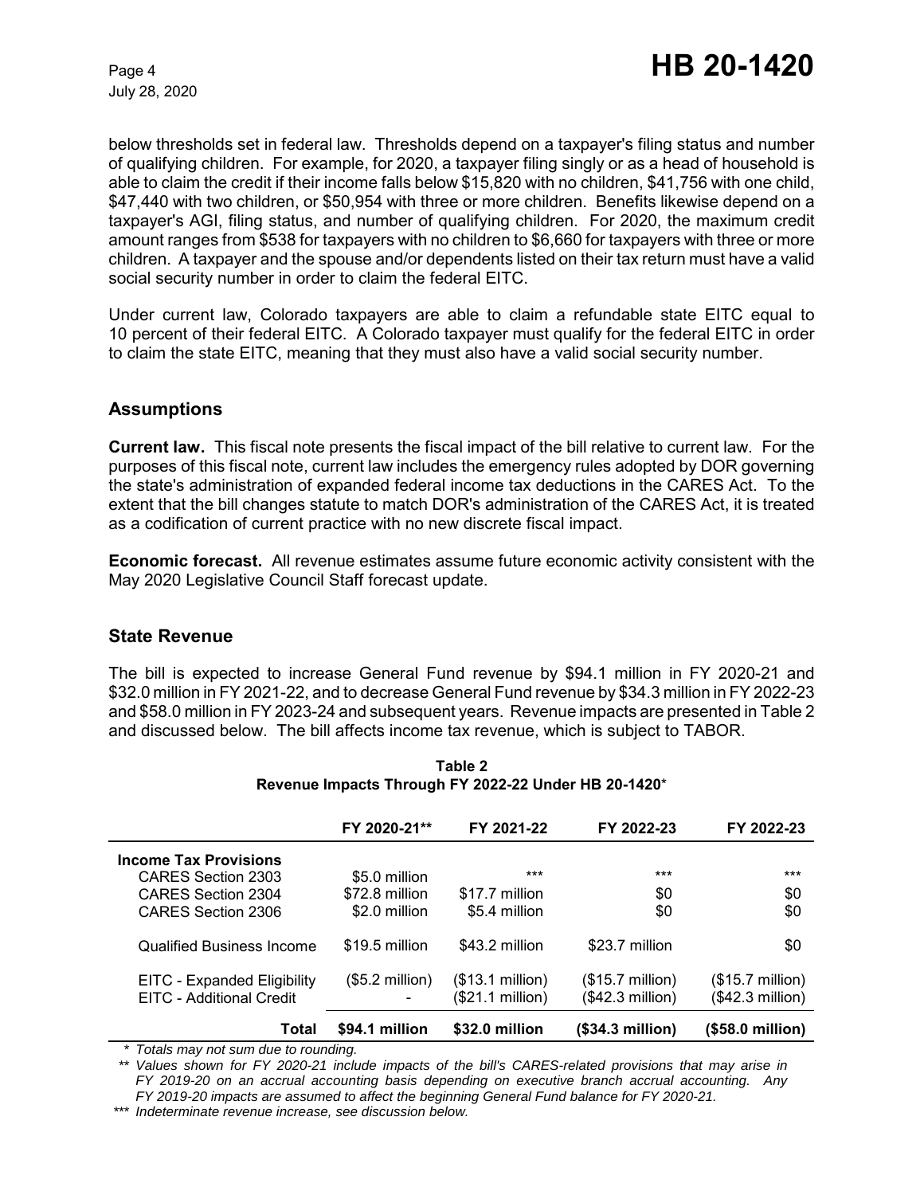below thresholds set in federal law. Thresholds depend on a taxpayer's filing status and number of qualifying children. For example, for 2020, a taxpayer filing singly or as a head of household is able to claim the credit if their income falls below $15,820 with no children, $41,756 with one child, $47,440 with two children, or $50,954 with three or more children. Benefits likewise depend on a taxpayer's AGI, filing status, and number of qualifying children. For 2020, the maximum credit amount ranges from $538 for taxpayers with no children to $6,660 for taxpayers with three or more children. A taxpayer and the spouse and/or dependents listed on their tax return must have a valid social security number in order to claim the federal EITC.

Under current law, Colorado taxpayers are able to claim a refundable state EITC equal to 10 percent of their federal EITC. A Colorado taxpayer must qualify for the federal EITC in order to claim the state EITC, meaning that they must also have a valid social security number.

## Assumptions

**Current law.** This fiscal note presents the fiscal impact of the bill relative to current law. For the purposes of this fiscal note, current law includes the emergency rules adopted by DOR governing the state's administration of expanded federal income tax deductions in the CARES Act. To the extent that the bill changes statute to match DOR's administration of the CARES Act, it is treated as a codification of current practice with no new discrete fiscal impact.

**Economic forecast.** All revenue estimates assume future economic activity consistent with the May 2020 Legislative Council Staff forecast update.

## State Revenue

The bill is expected to increase General Fund revenue by $94.1 million in FY 2020-21 and $32.0 million in FY 2021-22, and to decrease General Fund revenue by $34.3 million in FY 2022-23 and $58.0 million in FY 2023-24 and subsequent years. Revenue impacts are presented in Table 2 and discussed below. The bill affects income tax revenue, which is subject to TABOR.

**Table 2**
**Revenue Impacts Through FY 2022-22 Under HB 20-1420***

| | FY 2020-21** | FY 2021-22 | FY 2022-23 | FY 2022-23 |
|---|---|---|---|---|
| **Income Tax Provisions** | | | | |
| CARES Section 2303 | $5.0 million | *** | *** | *** |
| CARES Section 2304 | $72.8 million | $17.7 million | $0 | $0 |
| CARES Section 2306 | $2.0 million | $5.4 million | $0 | $0 |
| Qualified Business Income | $19.5 million | $43.2 million | $23.7 million | $0 |
| EITC - Expanded Eligibility | ($5.2 million) | ($13.1 million) | ($15.7 million) | ($15.7 million) |
| EITC - Additional Credit | - | ($21.1 million) | ($42.3 million) | ($42.3 million) |
| **Total** | **$94.1 million** | **$32.0 million** | **($34.3 million)** | **($58.0 million)** |

*\* Totals may not sum due to rounding.*
*\*\* Values shown for FY 2020-21 include impacts of the bill's CARES-related provisions that may arise in FY 2019-20 on an accrual accounting basis depending on executive branch accrual accounting. Any FY 2019-20 impacts are assumed to affect the beginning General Fund balance for FY 2020-21.*
*\*\*\* Indeterminate revenue increase, see discussion below.*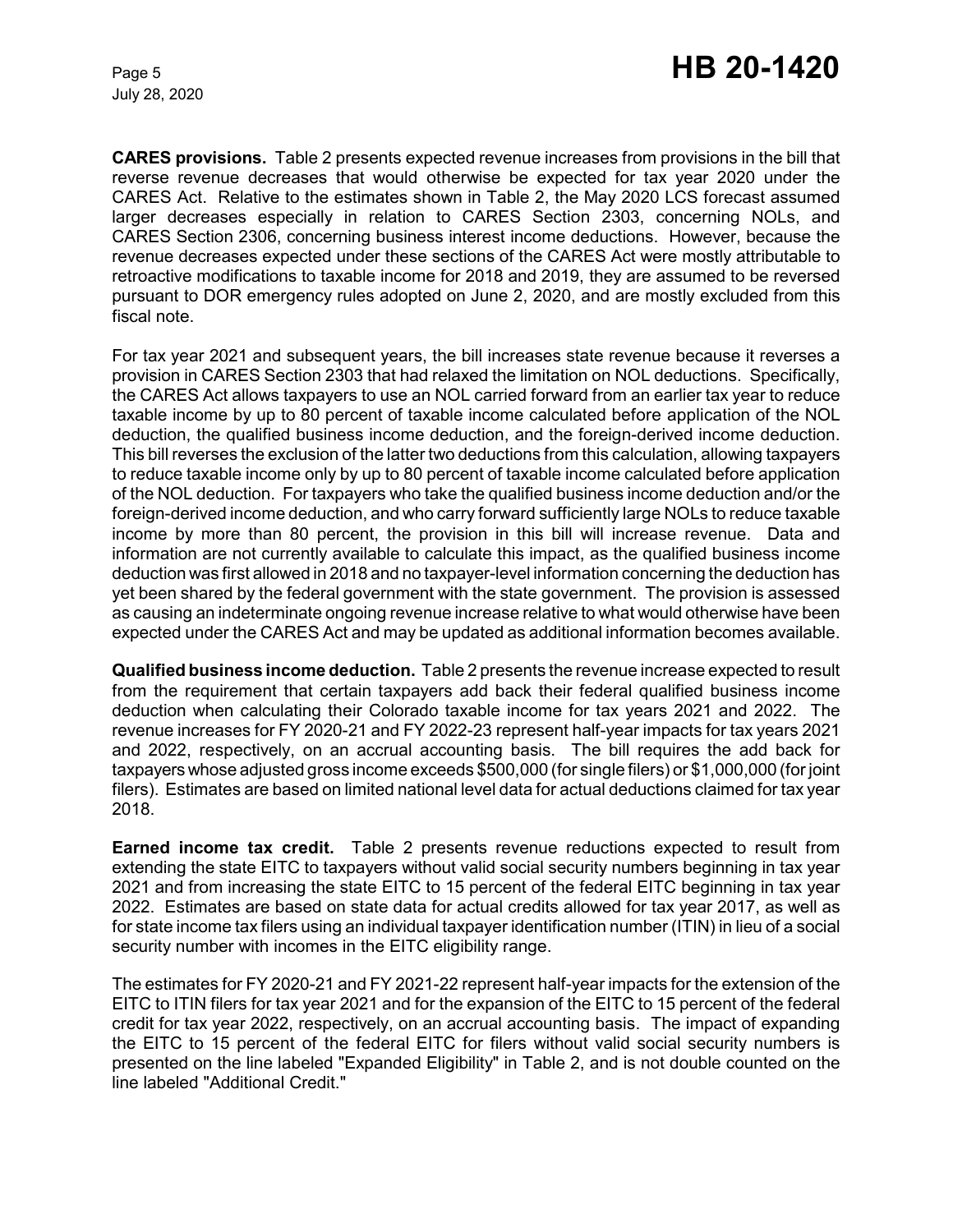**CARES provisions.** Table 2 presents expected revenue increases from provisions in the bill that reverse revenue decreases that would otherwise be expected for tax year 2020 under the CARES Act. Relative to the estimates shown in Table 2, the May 2020 LCS forecast assumed larger decreases especially in relation to CARES Section 2303, concerning NOLs, and CARES Section 2306, concerning business interest income deductions. However, because the revenue decreases expected under these sections of the CARES Act were mostly attributable to retroactive modifications to taxable income for 2018 and 2019, they are assumed to be reversed pursuant to DOR emergency rules adopted on June 2, 2020, and are mostly excluded from this fiscal note.

For tax year 2021 and subsequent years, the bill increases state revenue because it reverses a provision in CARES Section 2303 that had relaxed the limitation on NOL deductions. Specifically, the CARES Act allows taxpayers to use an NOL carried forward from an earlier tax year to reduce taxable income by up to 80 percent of taxable income calculated before application of the NOL deduction, the qualified business income deduction, and the foreign-derived income deduction. This bill reverses the exclusion of the latter two deductions from this calculation, allowing taxpayers to reduce taxable income only by up to 80 percent of taxable income calculated before application of the NOL deduction. For taxpayers who take the qualified business income deduction and/or the foreign-derived income deduction, and who carry forward sufficiently large NOLs to reduce taxable income by more than 80 percent, the provision in this bill will increase revenue. Data and information are not currently available to calculate this impact, as the qualified business income deduction was first allowed in 2018 and no taxpayer-level information concerning the deduction has yet been shared by the federal government with the state government. The provision is assessed as causing an indeterminate ongoing revenue increase relative to what would otherwise have been expected under the CARES Act and may be updated as additional information becomes available.

**Qualified business income deduction.** Table 2 presents the revenue increase expected to result from the requirement that certain taxpayers add back their federal qualified business income deduction when calculating their Colorado taxable income for tax years 2021 and 2022. The revenue increases for FY 2020-21 and FY 2022-23 represent half-year impacts for tax years 2021 and 2022, respectively, on an accrual accounting basis. The bill requires the add back for taxpayers whose adjusted gross income exceeds $500,000 (for single filers) or $1,000,000 (for joint filers). Estimates are based on limited national level data for actual deductions claimed for tax year 2018.

**Earned income tax credit.** Table 2 presents revenue reductions expected to result from extending the state EITC to taxpayers without valid social security numbers beginning in tax year 2021 and from increasing the state EITC to 15 percent of the federal EITC beginning in tax year 2022. Estimates are based on state data for actual credits allowed for tax year 2017, as well as for state income tax filers using an individual taxpayer identification number (ITIN) in lieu of a social security number with incomes in the EITC eligibility range.

The estimates for FY 2020-21 and FY 2021-22 represent half-year impacts for the extension of the EITC to ITIN filers for tax year 2021 and for the expansion of the EITC to 15 percent of the federal credit for tax year 2022, respectively, on an accrual accounting basis. The impact of expanding the EITC to 15 percent of the federal EITC for filers without valid social security numbers is presented on the line labeled "Expanded Eligibility" in Table 2, and is not double counted on the line labeled "Additional Credit."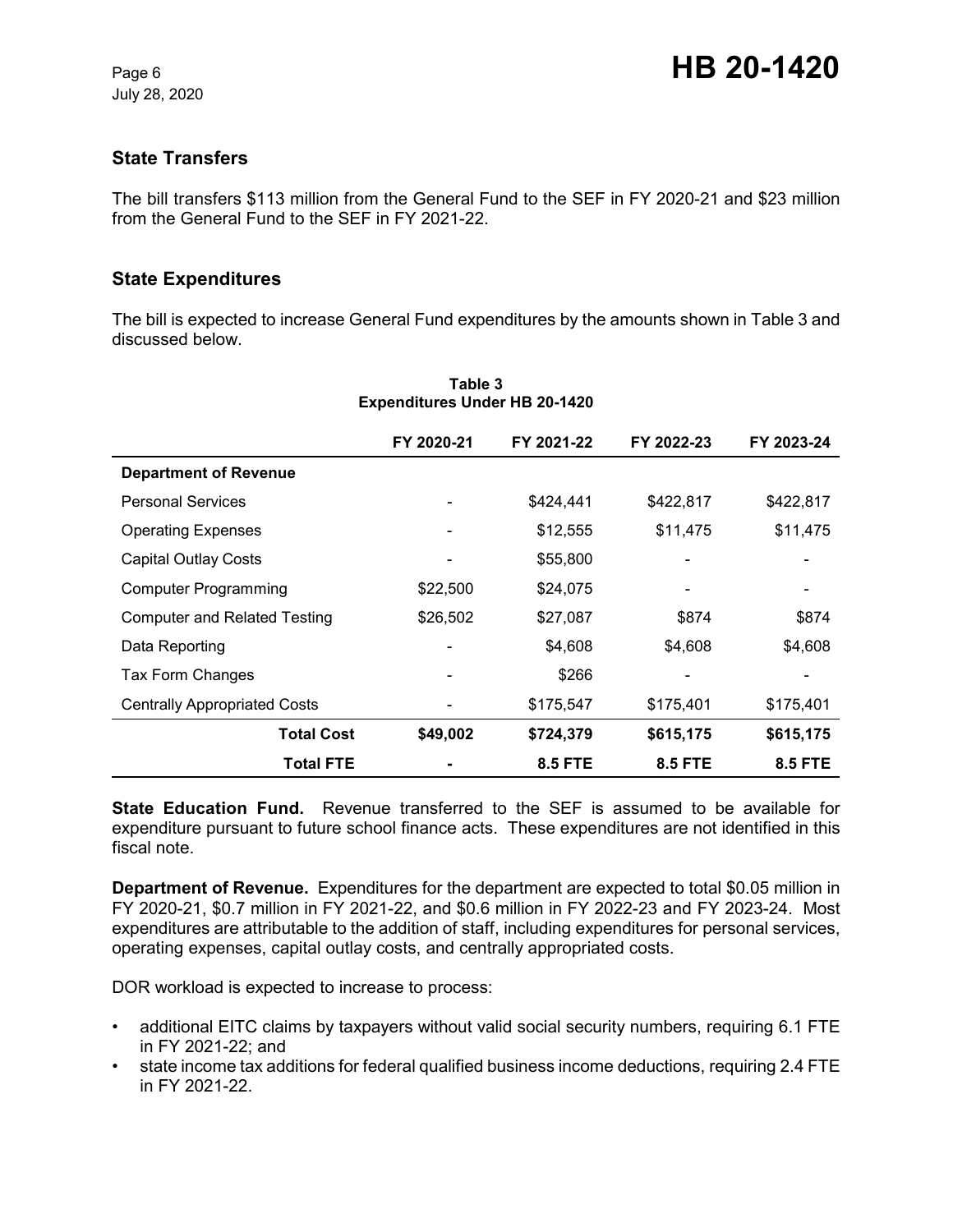## State Transfers

The bill transfers $113 million from the General Fund to the SEF in FY 2020-21 and $23 million from the General Fund to the SEF in FY 2021-22.

## State Expenditures

The bill is expected to increase General Fund expenditures by the amounts shown in Table 3 and discussed below.

**Table 3**
**Expenditures Under HB 20-1420**

| | FY 2020-21 | FY 2021-22 | FY 2022-23 | FY 2023-24 |
|---|---|---|---|---|
| **Department of Revenue** | | | | |
| Personal Services | - | $424,441 | $422,817 | $422,817 |
| Operating Expenses | - | $12,555 | $11,475 | $11,475 |
| Capital Outlay Costs | - | $55,800 | - | - |
| Computer Programming | $22,500 | $24,075 | - | - |
| Computer and Related Testing | $26,502 | $27,087 | $874 | $874 |
| Data Reporting | - | $4,608 | $4,608 | $4,608 |
| Tax Form Changes | - | $266 | - | - |
| Centrally Appropriated Costs | - | $175,547 | $175,401 | $175,401 |
| **Total Cost** | **$49,002** | **$724,379** | **$615,175** | **$615,175** |
| **Total FTE** | **-** | **8.5 FTE** | **8.5 FTE** | **8.5 FTE** |

**State Education Fund.** Revenue transferred to the SEF is assumed to be available for expenditure pursuant to future school finance acts. These expenditures are not identified in this fiscal note.

**Department of Revenue.** Expenditures for the department are expected to total $0.05 million in FY 2020-21, $0.7 million in FY 2021-22, and $0.6 million in FY 2022-23 and FY 2023-24. Most expenditures are attributable to the addition of staff, including expenditures for personal services, operating expenses, capital outlay costs, and centrally appropriated costs.

DOR workload is expected to increase to process:

- additional EITC claims by taxpayers without valid social security numbers, requiring 6.1 FTE in FY 2021-22; and
- state income tax additions for federal qualified business income deductions, requiring 2.4 FTE in FY 2021-22.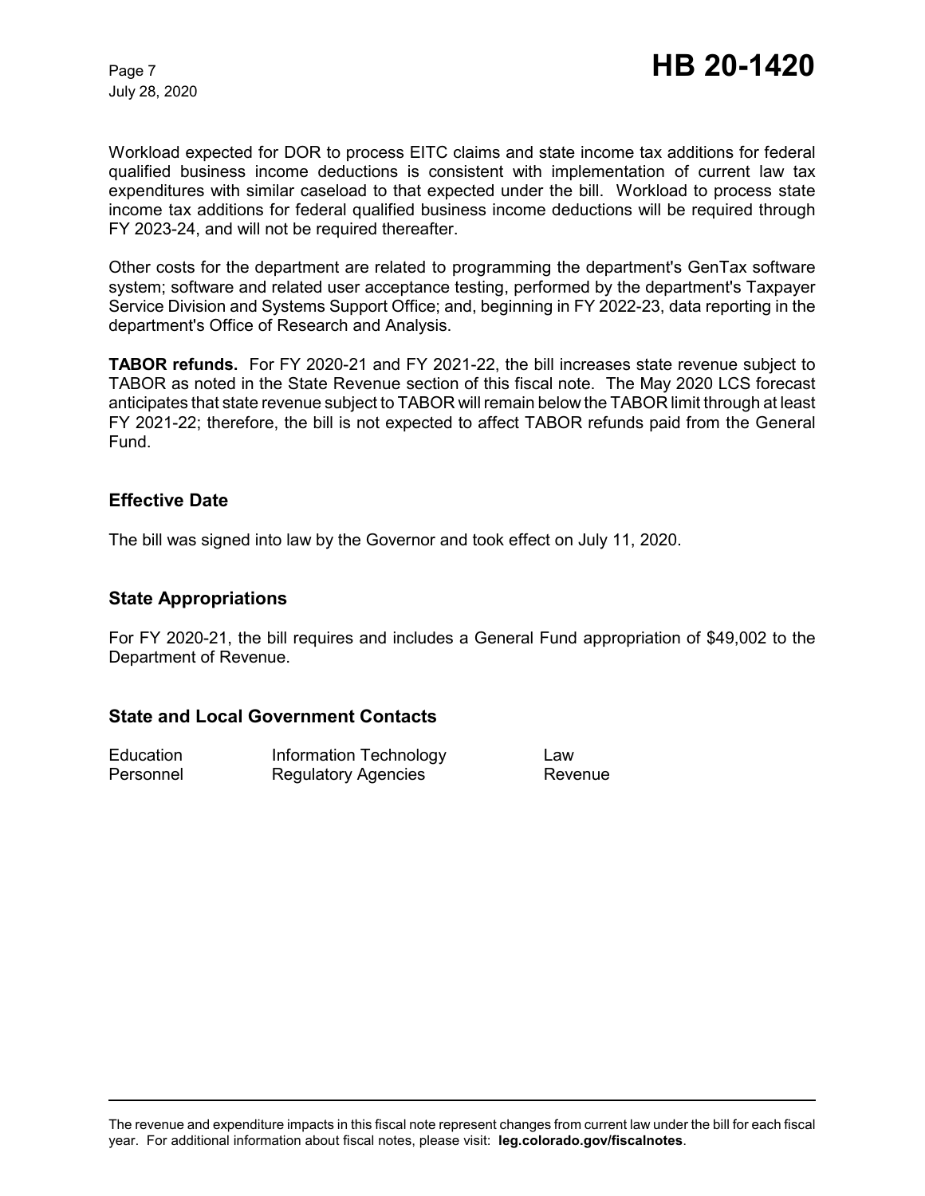Workload expected for DOR to process EITC claims and state income tax additions for federal qualified business income deductions is consistent with implementation of current law tax expenditures with similar caseload to that expected under the bill. Workload to process state income tax additions for federal qualified business income deductions will be required through FY 2023-24, and will not be required thereafter.

Other costs for the department are related to programming the department's GenTax software system; software and related user acceptance testing, performed by the department's Taxpayer Service Division and Systems Support Office; and, beginning in FY 2022-23, data reporting in the department's Office of Research and Analysis.

**TABOR refunds.** For FY 2020-21 and FY 2021-22, the bill increases state revenue subject to TABOR as noted in the State Revenue section of this fiscal note. The May 2020 LCS forecast anticipates that state revenue subject to TABOR will remain below the TABOR limit through at least FY 2021-22; therefore, the bill is not expected to affect TABOR refunds paid from the General Fund.

## Effective Date

The bill was signed into law by the Governor and took effect on July 11, 2020.

## State Appropriations

For FY 2020-21, the bill requires and includes a General Fund appropriation of $49,002 to the Department of Revenue.

## State and Local Government Contacts

| | | |
|---|---|---|
| Education | Information Technology | Law |
| Personnel | Regulatory Agencies | Revenue |

The revenue and expenditure impacts in this fiscal note represent changes from current law under the bill for each fiscal year. For additional information about fiscal notes, please visit: **leg.colorado.gov/fiscalnotes**.